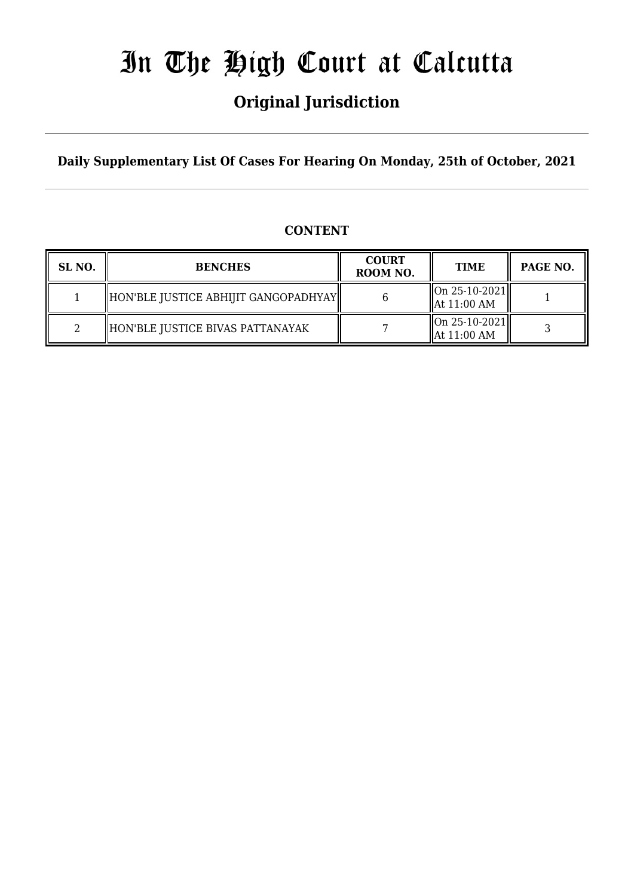# In The High Court at Calcutta

## Original Jurisdiction

**Daily Supplementary List Of Cases For Hearing On Monday, 25th of October, 2021**

### CONTENT

| SL NO. | BENCHES | COURT ROOM NO. | TIME | PAGE NO. |
|---|---|---|---|---|
| 1 | HON'BLE JUSTICE ABHIJIT GANGOPADHYAY | 6 | On 25-10-2021 At 11:00 AM | 1 |
| 2 | HON'BLE JUSTICE BIVAS PATTANAYAK | 7 | On 25-10-2021 At 11:00 AM | 3 |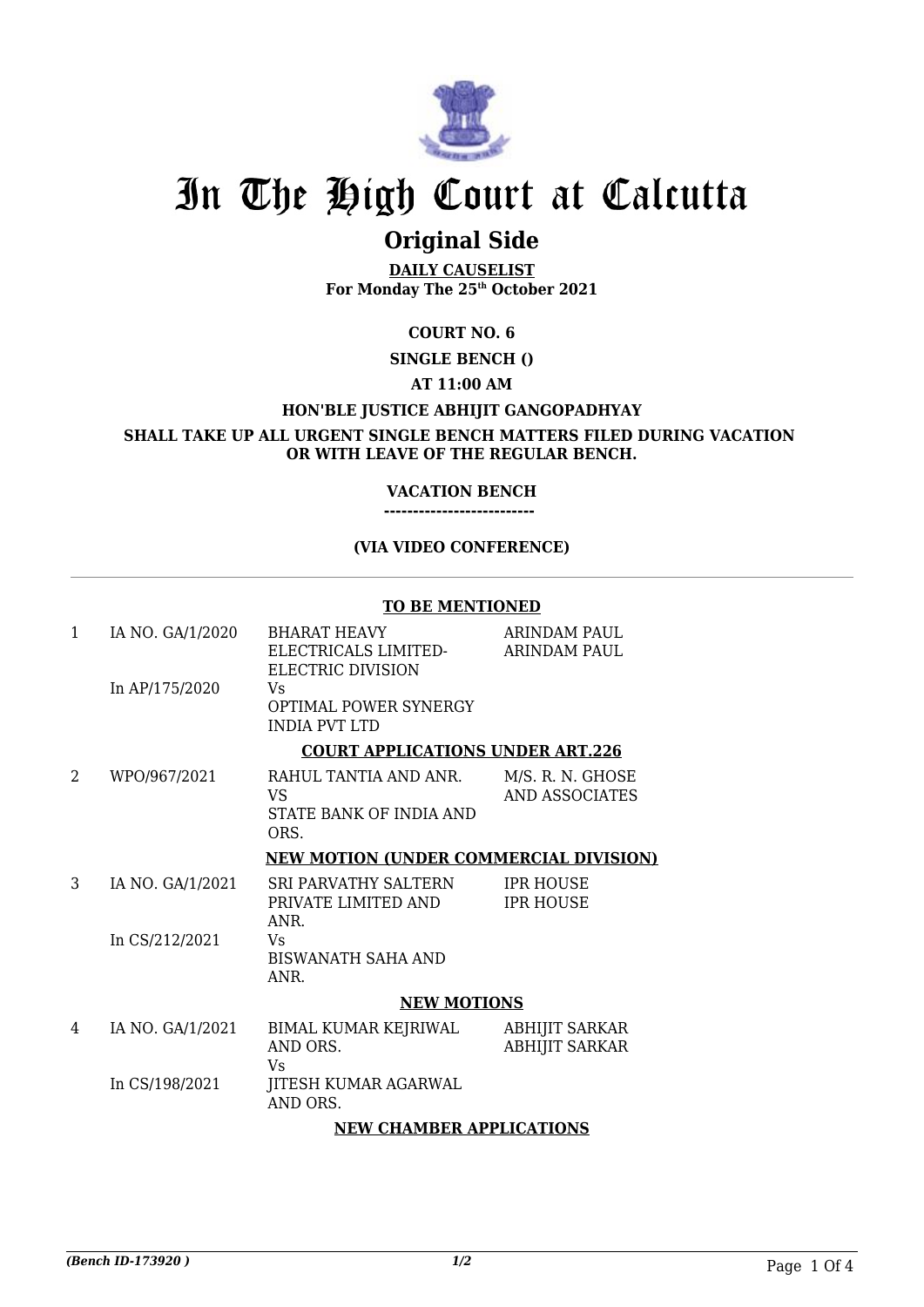# In The High Court at Calcutta

## Original Side

**DAILY CAUSELIST**
**For Monday The 25th October 2021**

**COURT NO. 6**

**SINGLE BENCH ()**

**AT 11:00 AM**

**HON'BLE JUSTICE ABHIJIT GANGOPADHYAY**

**SHALL TAKE UP ALL URGENT SINGLE BENCH MATTERS FILED DURING VACATION OR WITH LEAVE OF THE REGULAR BENCH.**

**VACATION BENCH**

**--------------------------**

**(VIA VIDEO CONFERENCE)**

---

**TO BE MENTIONED**

| | | | |
|---|---|---|---|
| 1 | IA NO. GA/1/2020<br><br>In AP/175/2020 | BHARAT HEAVY ELECTRICALS LIMITED-ELECTRIC DIVISION<br>Vs<br>OPTIMAL POWER SYNERGY INDIA PVT LTD | ARINDAM PAUL<br>ARINDAM PAUL |

**COURT APPLICATIONS UNDER ART.226**

| | | | |
|---|---|---|---|
| 2 | WPO/967/2021 | RAHUL TANTIA AND ANR.<br>VS<br>STATE BANK OF INDIA AND ORS. | M/S. R. N. GHOSE AND ASSOCIATES |

**NEW MOTION (UNDER COMMERCIAL DIVISION)**

| | | | |
|---|---|---|---|
| 3 | IA NO. GA/1/2021<br><br>In CS/212/2021 | SRI PARVATHY SALTERN PRIVATE LIMITED AND ANR.<br>Vs<br>BISWANATH SAHA AND ANR. | IPR HOUSE<br>IPR HOUSE |

**NEW MOTIONS**

| | | | |
|---|---|---|---|
| 4 | IA NO. GA/1/2021<br><br>In CS/198/2021 | BIMAL KUMAR KEJRIWAL AND ORS.<br>Vs<br>JITESH KUMAR AGARWAL AND ORS. | ABHIJIT SARKAR<br>ABHIJIT SARKAR |

**NEW CHAMBER APPLICATIONS**

*(Bench ID-173920 )*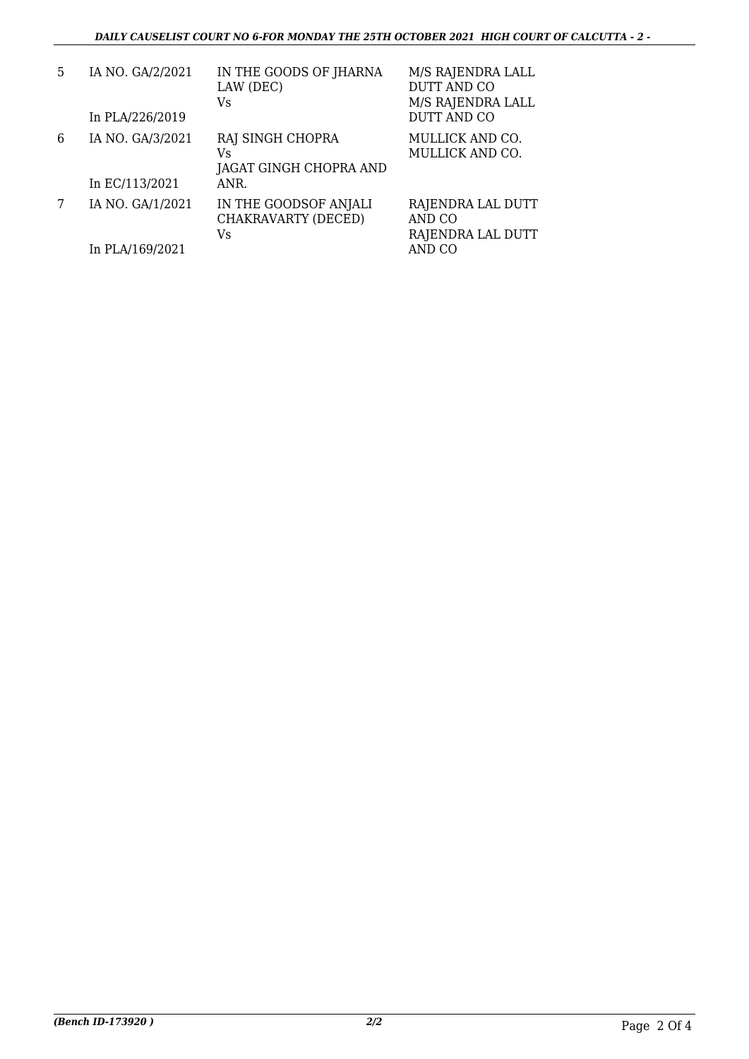| | | | |
|---|---|---|---|
| 5 | IA NO. GA/2/2021<br><br>In PLA/226/2019 | IN THE GOODS OF JHARNA LAW (DEC)<br>Vs | M/S RAJENDRA LALL DUTT AND CO<br>M/S RAJENDRA LALL DUTT AND CO |
| 6 | IA NO. GA/3/2021<br><br>In EC/113/2021 | RAJ SINGH CHOPRA<br>Vs<br>JAGAT GINGH CHOPRA AND ANR. | MULLICK AND CO.<br>MULLICK AND CO. |
| 7 | IA NO. GA/1/2021<br><br>In PLA/169/2021 | IN THE GOODSOF ANJALI CHAKRAVARTY (DECED)<br>Vs | RAJENDRA LAL DUTT AND CO<br>RAJENDRA LAL DUTT AND CO |

*(Bench ID-173920 )* *2/2*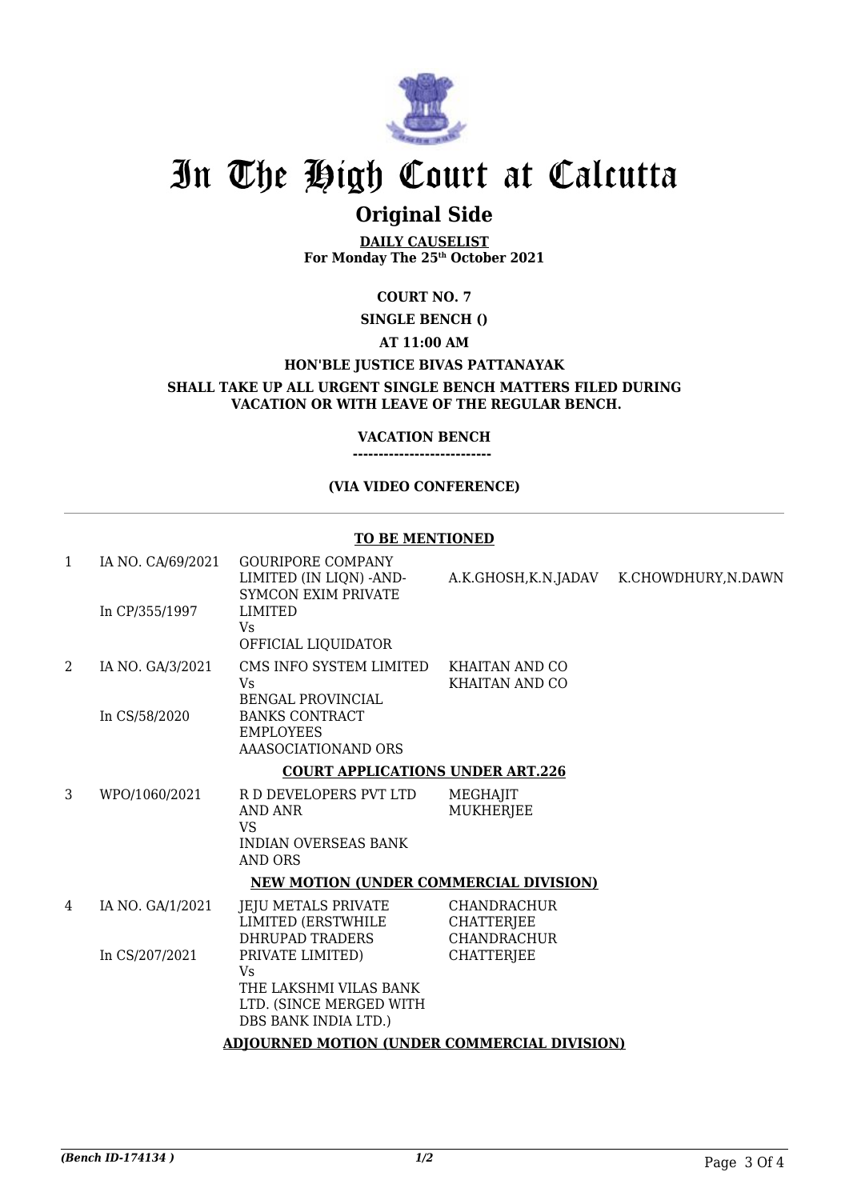# In The High Court at Calcutta

## Original Side

**DAILY CAUSELIST**
**For Monday The 25th October 2021**

**COURT NO. 7**

**SINGLE BENCH ()**

**AT 11:00 AM**

**HON'BLE JUSTICE BIVAS PATTANAYAK**

**SHALL TAKE UP ALL URGENT SINGLE BENCH MATTERS FILED DURING VACATION OR WITH LEAVE OF THE REGULAR BENCH.**

**VACATION BENCH**
**---------------------------**

**(VIA VIDEO CONFERENCE)**

**TO BE MENTIONED**

| | | | | |
|---|---|---|---|---|
| 1 | IA NO. CA/69/2021<br><br>In CP/355/1997 | GOURIPORE COMPANY LIMITED (IN LIQN) -AND-SYMCON EXIM PRIVATE LIMITED<br>Vs<br>OFFICIAL LIQUIDATOR | A.K.GHOSH,K.N.JADAV | K.CHOWDHURY,N.DAWN |
| 2 | IA NO. GA/3/2021<br><br>In CS/58/2020 | CMS INFO SYSTEM LIMITED<br>Vs<br>BENGAL PROVINCIAL BANKS CONTRACT EMPLOYEES AAASOCIATIONAND ORS | KHAITAN AND CO<br>KHAITAN AND CO | |

**COURT APPLICATIONS UNDER ART.226**

| | | | | |
|---|---|---|---|---|
| 3 | WPO/1060/2021 | R D DEVELOPERS PVT LTD AND ANR<br>VS<br>INDIAN OVERSEAS BANK AND ORS | MEGHAJIT MUKHERJEE | |

**NEW MOTION (UNDER COMMERCIAL DIVISION)**

| | | | | |
|---|---|---|---|---|
| 4 | IA NO. GA/1/2021<br><br>In CS/207/2021 | JEJU METALS PRIVATE LIMITED (ERSTWHILE DHRUPAD TRADERS PRIVATE LIMITED)<br>Vs<br>THE LAKSHMI VILAS BANK LTD. (SINCE MERGED WITH DBS BANK INDIA LTD.) | CHANDRACHUR CHATTERJEE<br>CHANDRACHUR CHATTERJEE | |

**ADJOURNED MOTION (UNDER COMMERCIAL DIVISION)**

*(Bench ID-174134 )*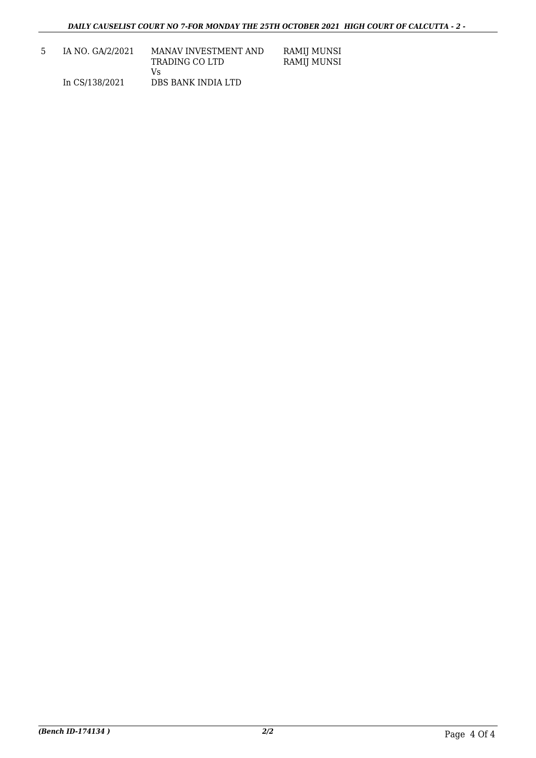| | | | |
|---|---|---|---|
| 5 | IA NO. GA/2/2021<br><br>In CS/138/2021 | MANAV INVESTMENT AND TRADING CO LTD<br>Vs<br>DBS BANK INDIA LTD | RAMIJ MUNSI<br>RAMIJ MUNSI |